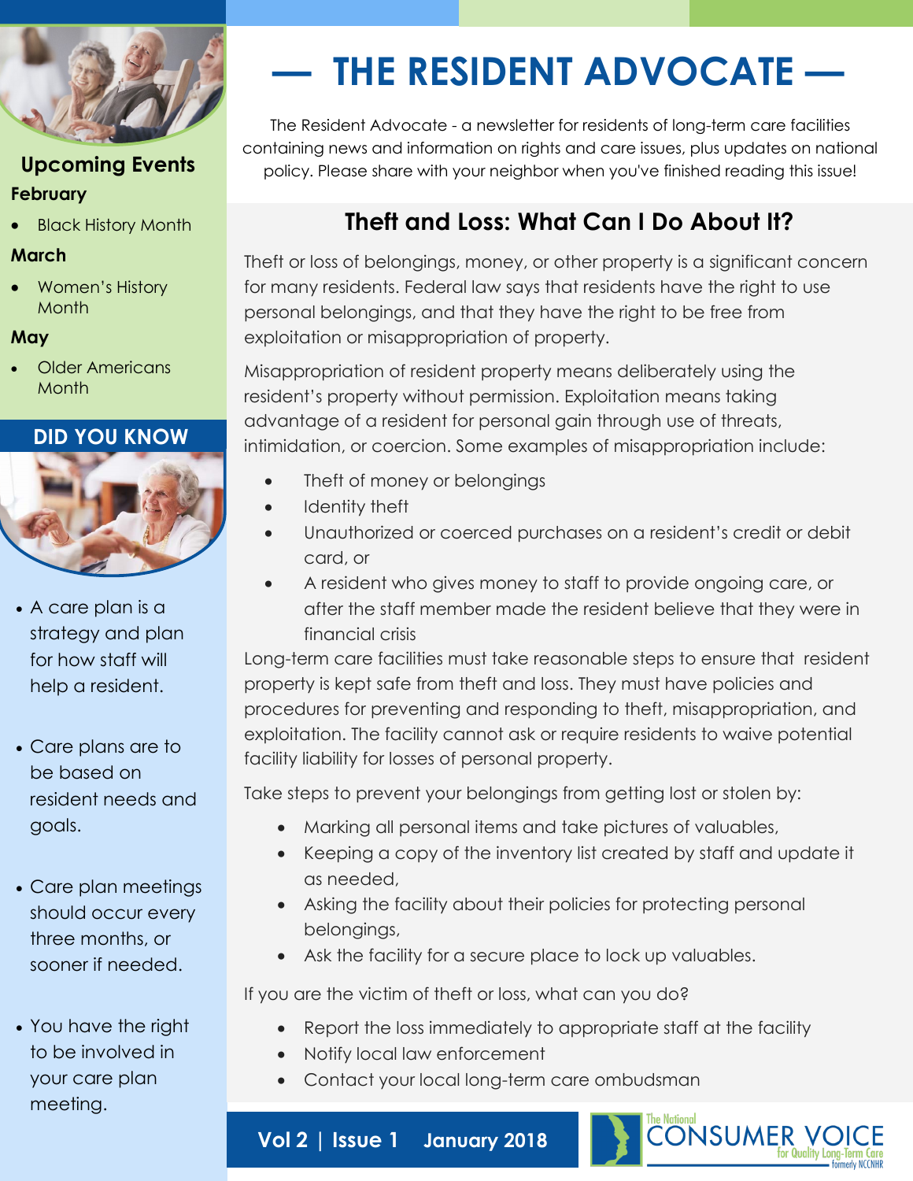# — THE RESIDENT ADVOCATE —

The Resident Advocate - a newsletter for residents of long-term care facilities containing news and information on rights and care issues, plus updates on national policy. Please share with your neighbor when you've finished reading this issue!

## Theft and Loss: What Can I Do About It?

Theft or loss of belongings, money, or other property is a significant concern for many residents. Federal law says that residents have the right to use personal belongings, and that they have the right to be free from exploitation or misappropriation of property.

Misappropriation of resident property means deliberately using the resident's property without permission. Exploitation means taking advantage of a resident for personal gain through use of threats, intimidation, or coercion. Some examples of misappropriation include:

- Theft of money or belongings
- Identity theft
- Unauthorized or coerced purchases on a resident's credit or debit card, or
- A resident who gives money to staff to provide ongoing care, or after the staff member made the resident believe that they were in financial crisis

Long-term care facilities must take reasonable steps to ensure that resident property is kept safe from theft and loss. They must have policies and procedures for preventing and responding to theft, misappropriation, and exploitation. The facility cannot ask or require residents to waive potential facility liability for losses of personal property.

Take steps to prevent your belongings from getting lost or stolen by:

- Marking all personal items and take pictures of valuables,
- Keeping a copy of the inventory list created by staff and update it as needed,
- Asking the facility about their policies for protecting personal belongings,
- Ask the facility for a secure place to lock up valuables.

If you are the victim of theft or loss, what can you do?

- Report the loss immediately to appropriate staff at the facility
- Notify local law enforcement
- Contact your local long-term care ombudsman

## Upcoming Events

**February**

- Black History Month

**March**

- Women's History Month

**May**

- Older Americans Month

## DID YOU KNOW

- A care plan is a strategy and plan for how staff will help a resident.
- Care plans are to be based on resident needs and goals.
- Care plan meetings should occur every three months, or sooner if needed.
- You have the right to be involved in your care plan meeting.

**Vol 2 | Issue 1 January 2018**

The National CONSUMER VOICE for Quality Long-Term Care formerly NCCNHR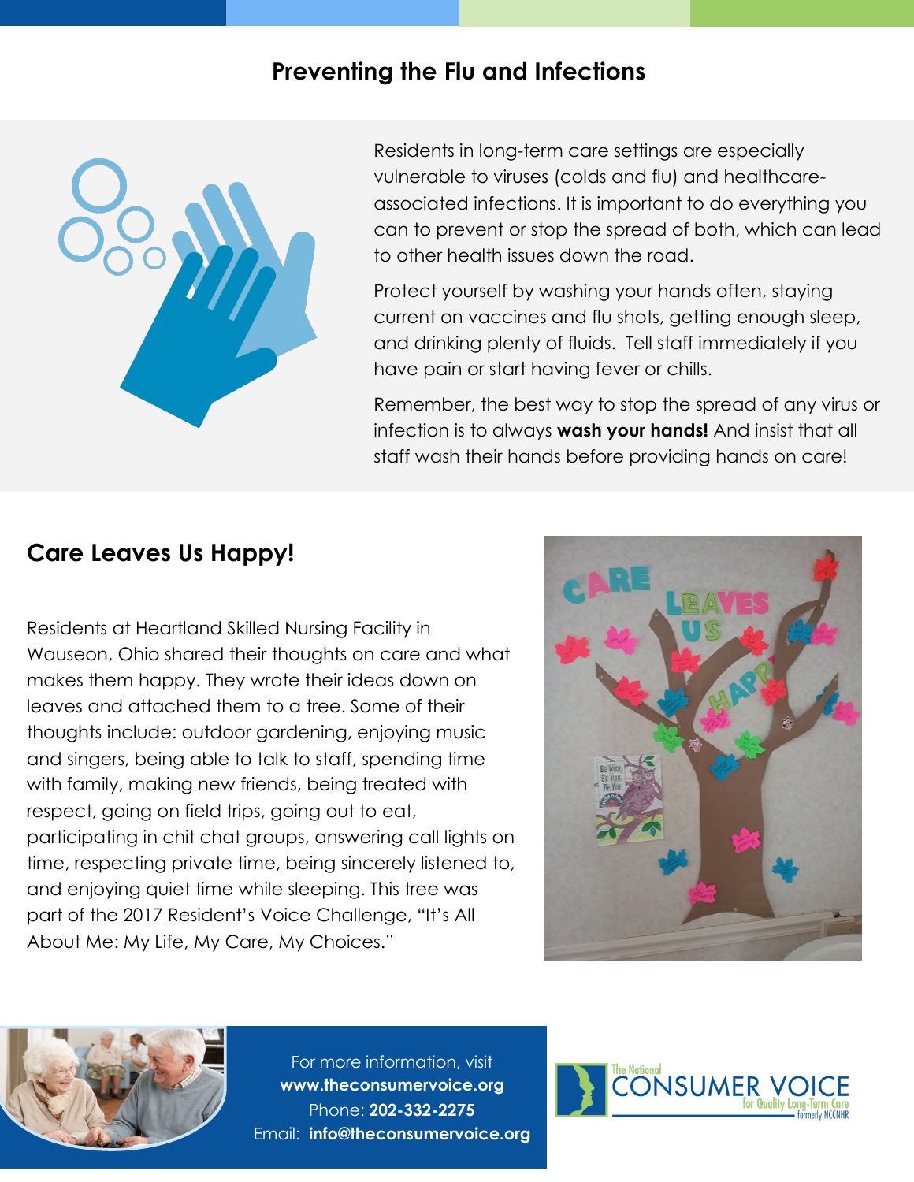## Preventing the Flu and Infections

Residents in long-term care settings are especially vulnerable to viruses (colds and flu) and healthcare-associated infections. It is important to do everything you can to prevent or stop the spread of both, which can lead to other health issues down the road.

Protect yourself by washing your hands often, staying current on vaccines and flu shots, getting enough sleep, and drinking plenty of fluids. Tell staff immediately if you have pain or start having fever or chills.

Remember, the best way to stop the spread of any virus or infection is to always **wash your hands!** And insist that all staff wash their hands before providing hands on care!

## Care Leaves Us Happy!

Residents at Heartland Skilled Nursing Facility in Wauseon, Ohio shared their thoughts on care and what makes them happy. They wrote their ideas down on leaves and attached them to a tree. Some of their thoughts include: outdoor gardening, enjoying music and singers, being able to talk to staff, spending time with family, making new friends, being treated with respect, going on field trips, going out to eat, participating in chit chat groups, answering call lights on time, respecting private time, being sincerely listened to, and enjoying quiet time while sleeping. This tree was part of the 2017 Resident's Voice Challenge, "It's All About Me: My Life, My Care, My Choices."

For more information, visit **www.theconsumervoice.org**
Phone: **202-332-2275**
Email: **info@theconsumervoice.org**

The National Consumer Voice for Quality Long-Term Care
formerly NCCNHR